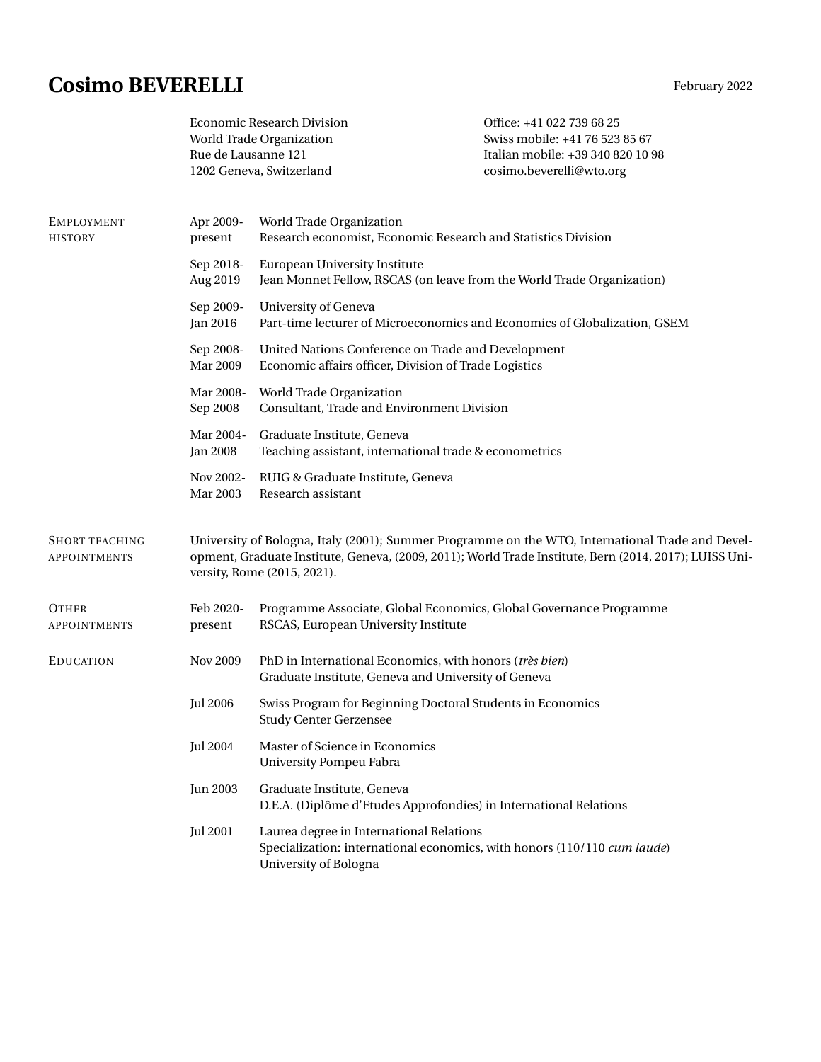# Cosimo BEVERELLI

February 2022

Economic Research Division
World Trade Organization
Rue de Lausanne 121
1202 Geneva, Switzerland

Office: +41 022 739 68 25
Swiss mobile: +41 76 523 85 67
Italian mobile: +39 340 820 10 98
cosimo.beverelli@wto.org

## Employment history

**Apr 2009-present**
World Trade Organization
Research economist, Economic Research and Statistics Division

**Sep 2018-Aug 2019**
European University Institute
Jean Monnet Fellow, RSCAS (on leave from the World Trade Organization)

**Sep 2009-Jan 2016**
University of Geneva
Part-time lecturer of Microeconomics and Economics of Globalization, GSEM

**Sep 2008-Mar 2009**
United Nations Conference on Trade and Development
Economic affairs officer, Division of Trade Logistics

**Mar 2008-Sep 2008**
World Trade Organization
Consultant, Trade and Environment Division

**Mar 2004-Jan 2008**
Graduate Institute, Geneva
Teaching assistant, international trade & econometrics

**Nov 2002-Mar 2003**
RUIG & Graduate Institute, Geneva
Research assistant

## Short teaching appointments

University of Bologna, Italy (2001); Summer Programme on the WTO, International Trade and Development, Graduate Institute, Geneva, (2009, 2011); World Trade Institute, Bern (2014, 2017); LUISS University, Rome (2015, 2021).

## Other appointments

**Feb 2020-present**
Programme Associate, Global Economics, Global Governance Programme
RSCAS, European University Institute

## Education

**Nov 2009**
PhD in International Economics, with honors (*très bien*)
Graduate Institute, Geneva and University of Geneva

**Jul 2006**
Swiss Program for Beginning Doctoral Students in Economics
Study Center Gerzensee

**Jul 2004**
Master of Science in Economics
University Pompeu Fabra

**Jun 2003**
Graduate Institute, Geneva
D.E.A. (Diplôme d'Etudes Approfondies) in International Relations

**Jul 2001**
Laurea degree in International Relations
Specialization: international economics, with honors (110/110 *cum laude*)
University of Bologna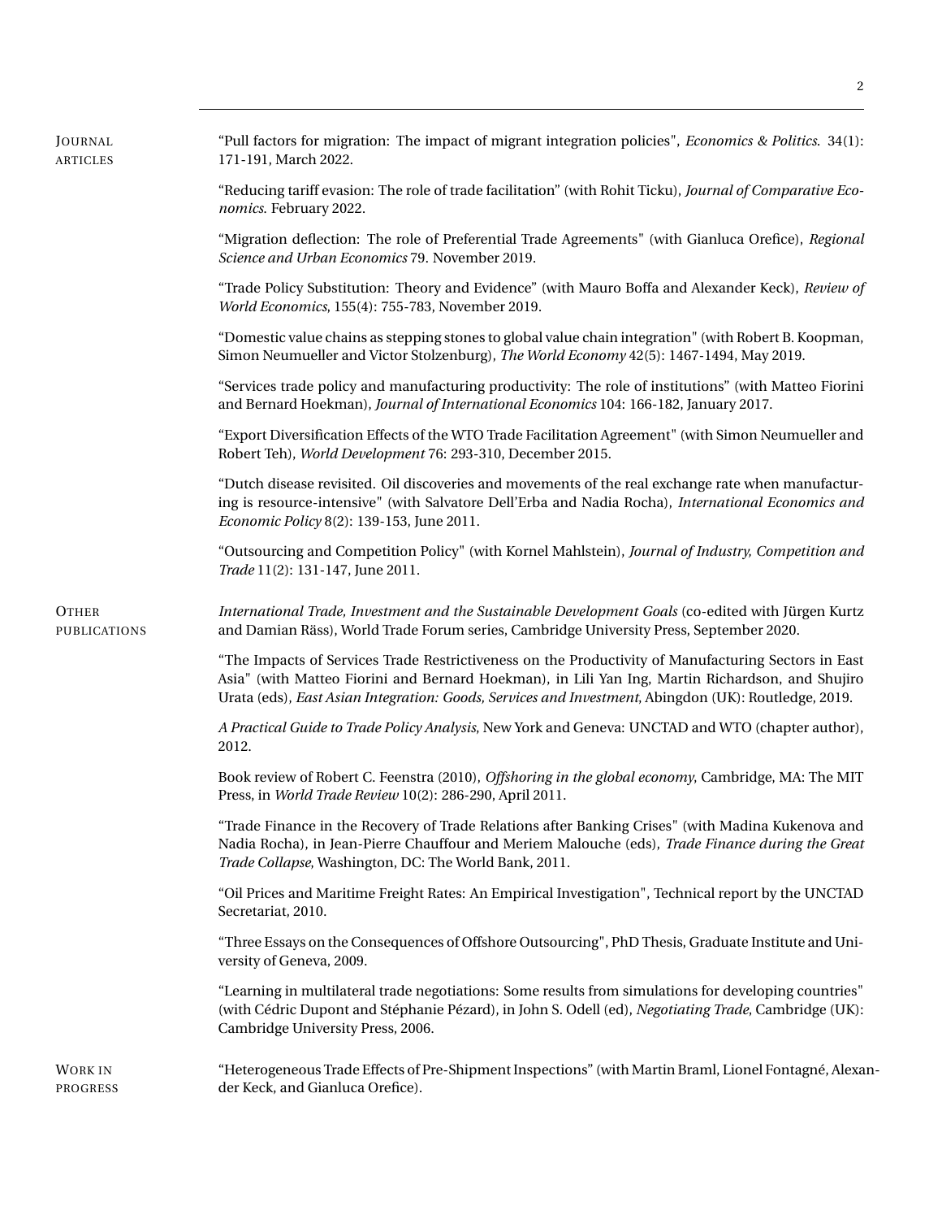## Journal Articles

"Pull factors for migration: The impact of migrant integration policies", *Economics & Politics*. 34(1): 171-191, March 2022.

"Reducing tariff evasion: The role of trade facilitation" (with Rohit Ticku), *Journal of Comparative Economics*. February 2022.

"Migration deflection: The role of Preferential Trade Agreements" (with Gianluca Orefice), *Regional Science and Urban Economics* 79. November 2019.

"Trade Policy Substitution: Theory and Evidence" (with Mauro Boffa and Alexander Keck), *Review of World Economics*, 155(4): 755-783, November 2019.

"Domestic value chains as stepping stones to global value chain integration" (with Robert B. Koopman, Simon Neumueller and Victor Stolzenburg), *The World Economy* 42(5): 1467-1494, May 2019.

"Services trade policy and manufacturing productivity: The role of institutions" (with Matteo Fiorini and Bernard Hoekman), *Journal of International Economics* 104: 166-182, January 2017.

"Export Diversification Effects of the WTO Trade Facilitation Agreement" (with Simon Neumueller and Robert Teh), *World Development* 76: 293-310, December 2015.

"Dutch disease revisited. Oil discoveries and movements of the real exchange rate when manufacturing is resource-intensive" (with Salvatore Dell'Erba and Nadia Rocha), *International Economics and Economic Policy* 8(2): 139-153, June 2011.

"Outsourcing and Competition Policy" (with Kornel Mahlstein), *Journal of Industry, Competition and Trade* 11(2): 131-147, June 2011.

## Other Publications

*International Trade, Investment and the Sustainable Development Goals* (co-edited with Jürgen Kurtz and Damian Räss), World Trade Forum series, Cambridge University Press, September 2020.

"The Impacts of Services Trade Restrictiveness on the Productivity of Manufacturing Sectors in East Asia" (with Matteo Fiorini and Bernard Hoekman), in Lili Yan Ing, Martin Richardson, and Shujiro Urata (eds), *East Asian Integration: Goods, Services and Investment*, Abingdon (UK): Routledge, 2019.

*A Practical Guide to Trade Policy Analysis*, New York and Geneva: UNCTAD and WTO (chapter author), 2012.

Book review of Robert C. Feenstra (2010), *Offshoring in the global economy*, Cambridge, MA: The MIT Press, in *World Trade Review* 10(2): 286-290, April 2011.

"Trade Finance in the Recovery of Trade Relations after Banking Crises" (with Madina Kukenova and Nadia Rocha), in Jean-Pierre Chauffour and Meriem Malouche (eds), *Trade Finance during the Great Trade Collapse*, Washington, DC: The World Bank, 2011.

"Oil Prices and Maritime Freight Rates: An Empirical Investigation", Technical report by the UNCTAD Secretariat, 2010.

"Three Essays on the Consequences of Offshore Outsourcing", PhD Thesis, Graduate Institute and University of Geneva, 2009.

"Learning in multilateral trade negotiations: Some results from simulations for developing countries" (with Cédric Dupont and Stéphanie Pézard), in John S. Odell (ed), *Negotiating Trade*, Cambridge (UK): Cambridge University Press, 2006.

## Work in Progress

"Heterogeneous Trade Effects of Pre-Shipment Inspections" (with Martin Braml, Lionel Fontagné, Alexander Keck, and Gianluca Orefice).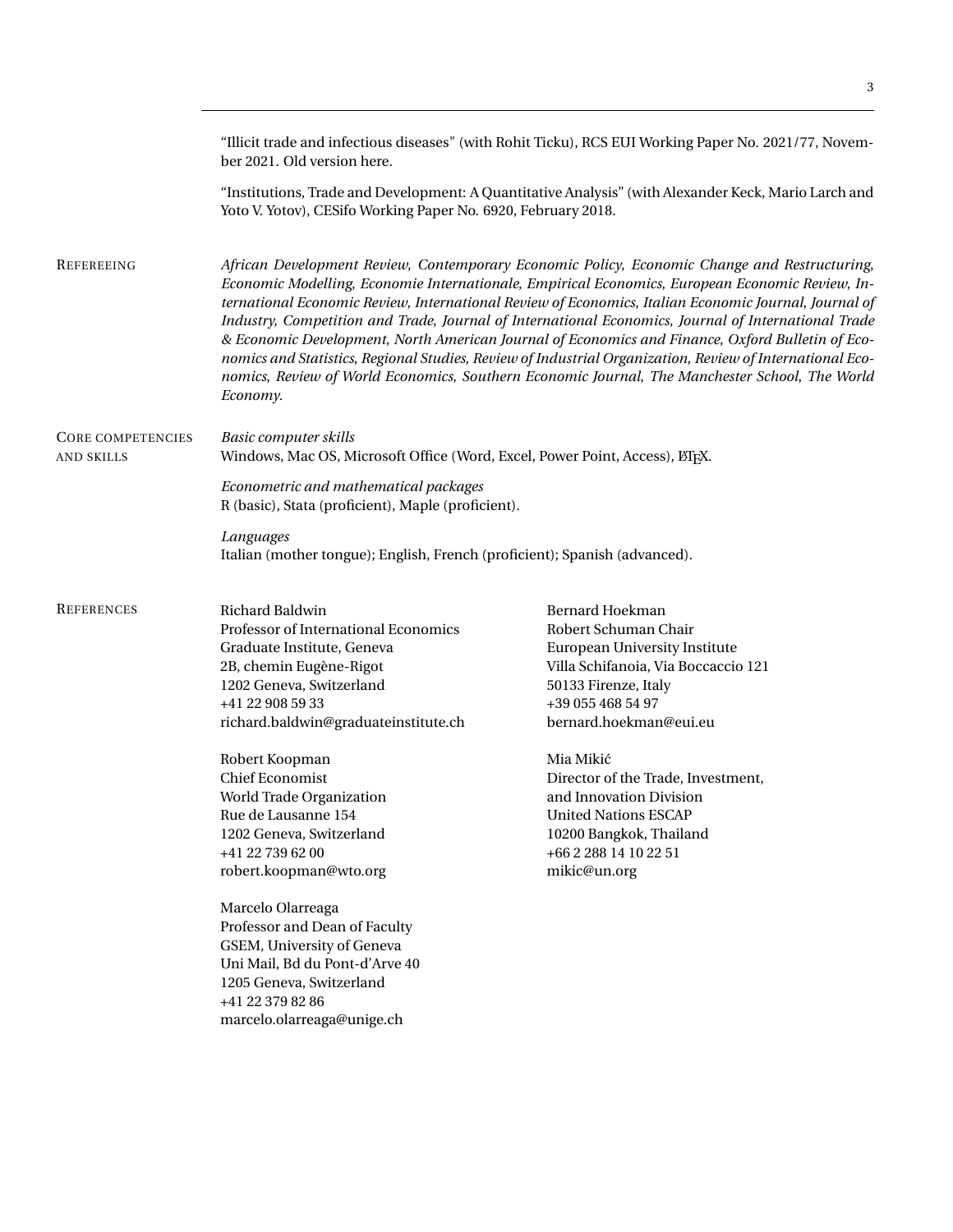"Illicit trade and infectious diseases" (with Rohit Ticku), RCS EUI Working Paper No. 2021/77, November 2021. Old version here.

"Institutions, Trade and Development: A Quantitative Analysis" (with Alexander Keck, Mario Larch and Yoto V. Yotov), CESifo Working Paper No. 6920, February 2018.

## Refereeing

*African Development Review, Contemporary Economic Policy, Economic Change and Restructuring, Economic Modelling, Economie Internationale, Empirical Economics, European Economic Review, International Economic Review, International Review of Economics, Italian Economic Journal, Journal of Industry, Competition and Trade, Journal of International Economics, Journal of International Trade & Economic Development, North American Journal of Economics and Finance, Oxford Bulletin of Economics and Statistics, Regional Studies, Review of Industrial Organization, Review of International Economics, Review of World Economics, Southern Economic Journal, The Manchester School, The World Economy.*

## Core competencies and skills

*Basic computer skills*
Windows, Mac OS, Microsoft Office (Word, Excel, Power Point, Access), LaTeX.

*Econometric and mathematical packages*
R (basic), Stata (proficient), Maple (proficient).

*Languages*
Italian (mother tongue); English, French (proficient); Spanish (advanced).

## References

Richard Baldwin
Professor of International Economics
Graduate Institute, Geneva
2B, chemin Eugène-Rigot
1202 Geneva, Switzerland
+41 22 908 59 33
richard.baldwin@graduateinstitute.ch

Bernard Hoekman
Robert Schuman Chair
European University Institute
Villa Schifanoia, Via Boccaccio 121
50133 Firenze, Italy
+39 055 468 54 97
bernard.hoekman@eui.eu

Robert Koopman
Chief Economist
World Trade Organization
Rue de Lausanne 154
1202 Geneva, Switzerland
+41 22 739 62 00
robert.koopman@wto.org

Mia Mikić
Director of the Trade, Investment, and Innovation Division
United Nations ESCAP
10200 Bangkok, Thailand
+66 2 288 14 10 22 51
mikic@un.org

Marcelo Olarreaga
Professor and Dean of Faculty
GSEM, University of Geneva
Uni Mail, Bd du Pont-d'Arve 40
1205 Geneva, Switzerland
+41 22 379 82 86
marcelo.olarreaga@unige.ch